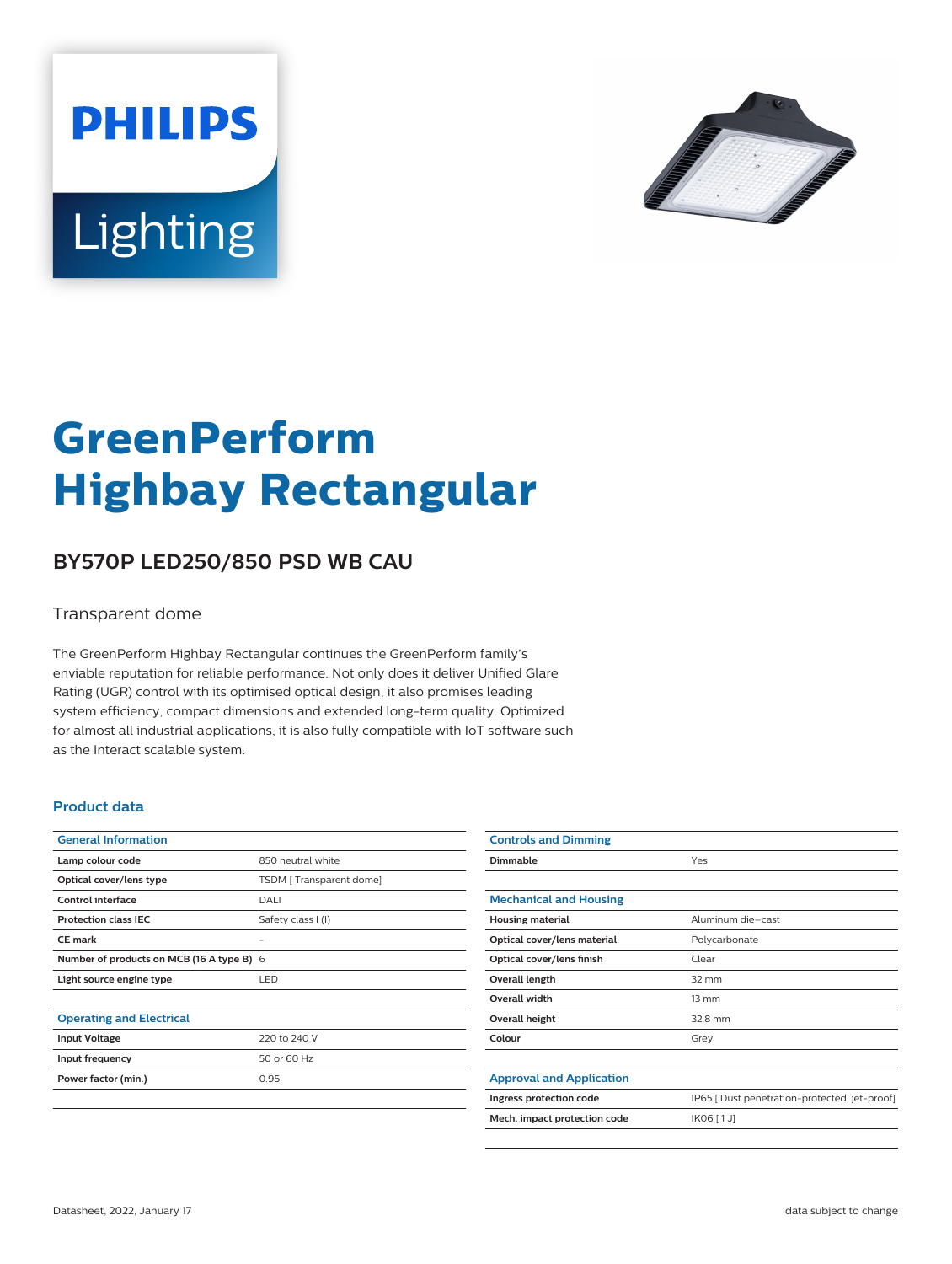PHILIPS

Lighting

# GreenPerform Highbay Rectangular

## BY570P LED250/850 PSD WB CAU

Transparent dome

The GreenPerform Highbay Rectangular continues the GreenPerform family's enviable reputation for reliable performance. Not only does it deliver Unified Glare Rating (UGR) control with its optimised optical design, it also promises leading system efficiency, compact dimensions and extended long-term quality. Optimized for almost all industrial applications, it is also fully compatible with IoT software such as the Interact scalable system.

### Product data

| General Information | |
|---|---|
| **Lamp colour code** | 850 neutral white |
| **Optical cover/lens type** | TSDM [ Transparent dome] |
| **Control interface** | DALI |
| **Protection class IEC** | Safety class I (I) |
| **CE mark** | - |
| **Number of products on MCB (16 A type B)** | 6 |
| **Light source engine type** | LED |

| Operating and Electrical | |
|---|---|
| **Input Voltage** | 220 to 240 V |
| **Input frequency** | 50 or 60 Hz |
| **Power factor (min.)** | 0.95 |

| Controls and Dimming | |
|---|---|
| **Dimmable** | Yes |

| Mechanical and Housing | |
|---|---|
| **Housing material** | Aluminum die-cast |
| **Optical cover/lens material** | Polycarbonate |
| **Optical cover/lens finish** | Clear |
| **Overall length** | 32 mm |
| **Overall width** | 13 mm |
| **Overall height** | 32.8 mm |
| **Colour** | Grey |

| Approval and Application | |
|---|---|
| **Ingress protection code** | IP65 [ Dust penetration-protected, jet-proof] |
| **Mech. impact protection code** | IK06 [ 1 J] |

Datasheet, 2022, January 17

data subject to change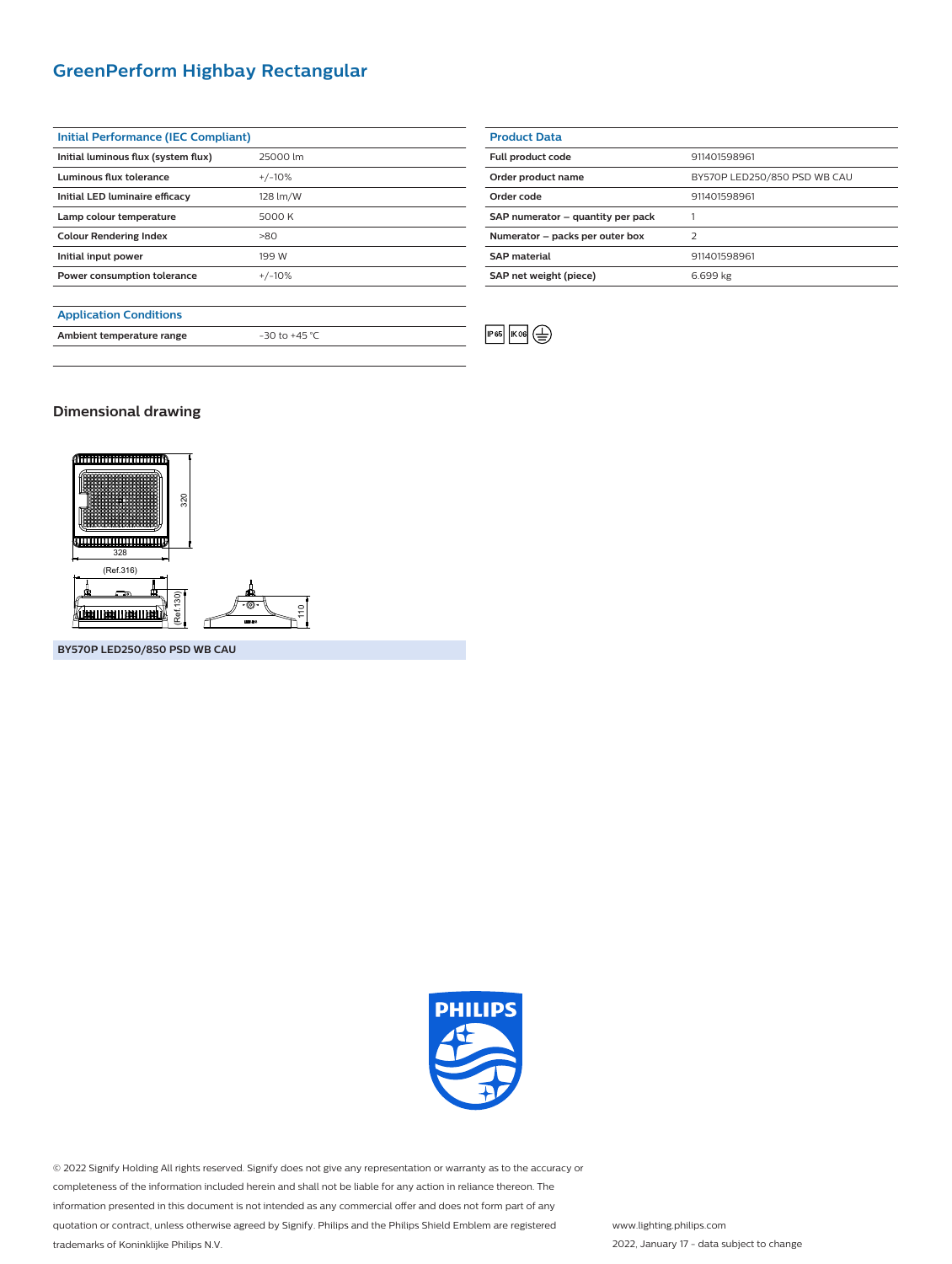# GreenPerform Highbay Rectangular

| Initial Performance (IEC Compliant) | |
| --- | --- |
| Initial luminous flux (system flux) | 25000 lm |
| Luminous flux tolerance | +/-10% |
| Initial LED luminaire efficacy | 128 lm/W |
| Lamp colour temperature | 5000 K |
| Colour Rendering Index | >80 |
| Initial input power | 199 W |
| Power consumption tolerance | +/-10% |

| Application Conditions | |
| --- | --- |
| Ambient temperature range | -30 to +45 °C |

| Product Data | |
| --- | --- |
| Full product code | 911401598961 |
| Order product name | BY570P LED250/850 PSD WB CAU |
| Order code | 911401598961 |
| SAP numerator – quantity per pack | 1 |
| Numerator – packs per outer box | 2 |
| SAP material | 911401598961 |
| SAP net weight (piece) | 6.699 kg |

IP65 IK06

## Dimensional drawing

320
328
(Ref.316)
(Ref.130)
110

**BY570P LED250/850 PSD WB CAU**

© 2022 Signify Holding All rights reserved. Signify does not give any representation or warranty as to the accuracy or completeness of the information included herein and shall not be liable for any action in reliance thereon. The information presented in this document is not intended as any commercial offer and does not form part of any quotation or contract, unless otherwise agreed by Signify. Philips and the Philips Shield Emblem are registered trademarks of Koninklijke Philips N.V.

www.lighting.philips.com

2022, January 17 - data subject to change